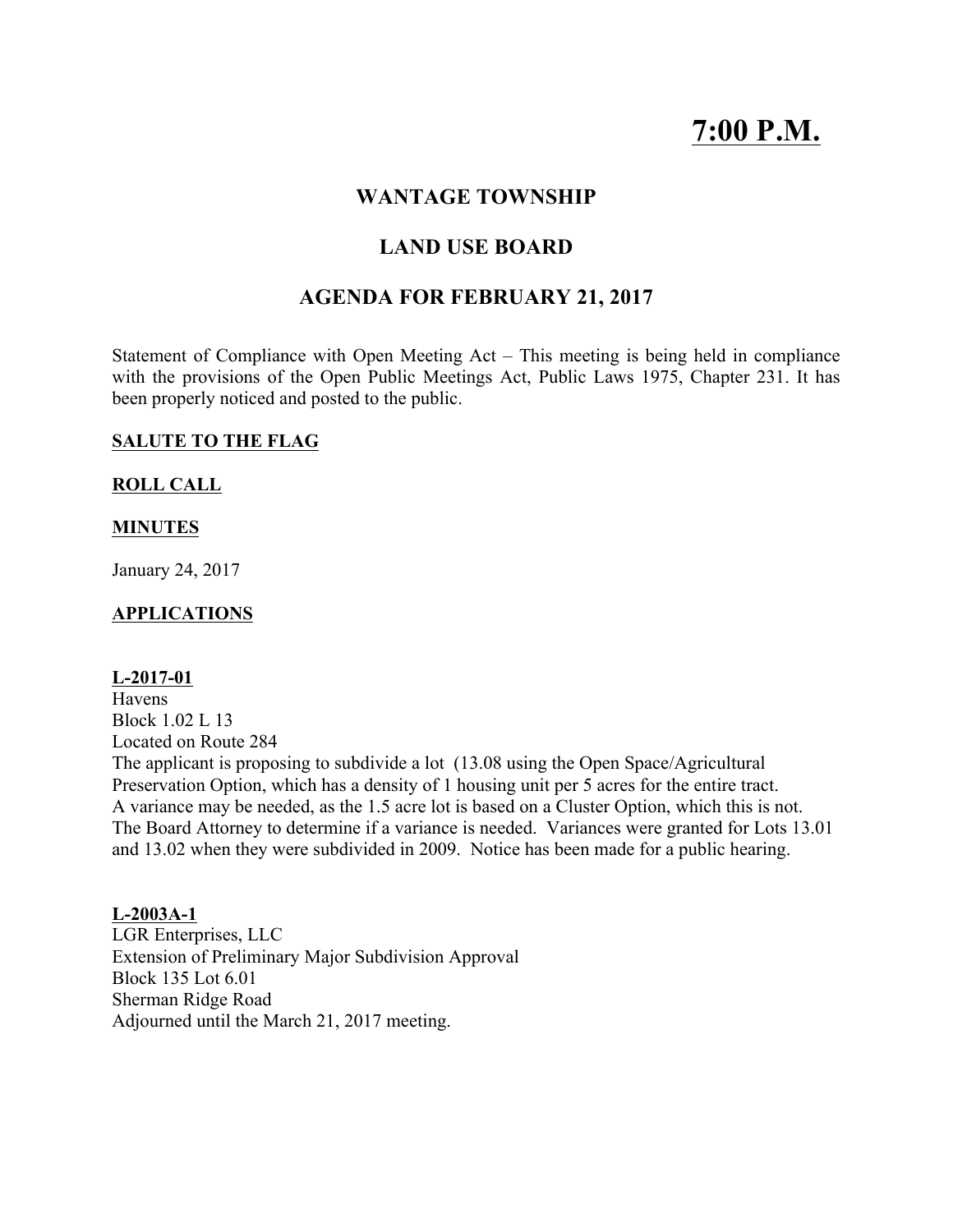# **7:00 P.M.**

## WANTAGE TOWNSHIP

## LAND USE BOARD

## AGENDA FOR FEBRUARY 21, 2017

Statement of Compliance with Open Meeting Act – This meeting is being held in compliance with the provisions of the Open Public Meetings Act, Public Laws 1975, Chapter 231. It has been properly noticed and posted to the public.

**SALUTE TO THE FLAG**

**ROLL CALL**

**MINUTES**

January 24, 2017

**APPLICATIONS**

**L-2017-01**
Havens
Block 1.02 L 13
Located on Route 284
The applicant is proposing to subdivide a lot (13.08 using the Open Space/Agricultural Preservation Option, which has a density of 1 housing unit per 5 acres for the entire tract. A variance may be needed, as the 1.5 acre lot is based on a Cluster Option, which this is not. The Board Attorney to determine if a variance is needed. Variances were granted for Lots 13.01 and 13.02 when they were subdivided in 2009. Notice has been made for a public hearing.

**L-2003A-1**
LGR Enterprises, LLC
Extension of Preliminary Major Subdivision Approval
Block 135 Lot 6.01
Sherman Ridge Road
Adjourned until the March 21, 2017 meeting.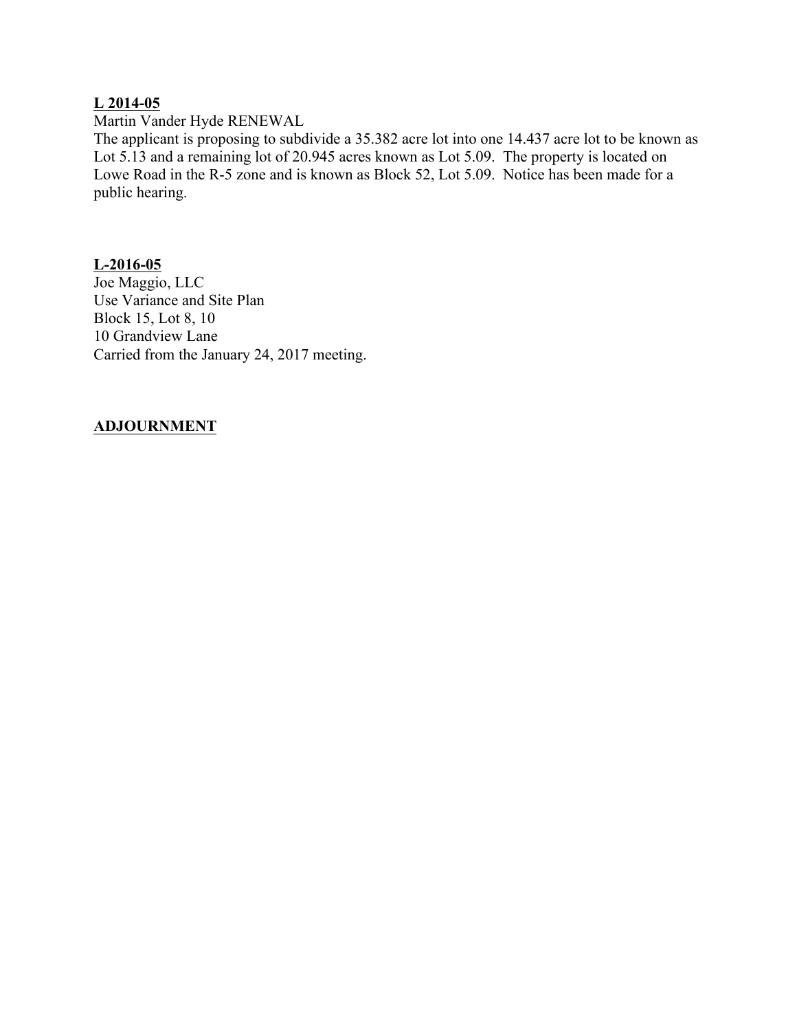**L 2014-05**

Martin Vander Hyde RENEWAL
The applicant is proposing to subdivide a 35.382 acre lot into one 14.437 acre lot to be known as Lot 5.13 and a remaining lot of 20.945 acres known as Lot 5.09. The property is located on Lowe Road in the R-5 zone and is known as Block 52, Lot 5.09. Notice has been made for a public hearing.

**L-2016-05**

Joe Maggio, LLC
Use Variance and Site Plan
Block 15, Lot 8, 10
10 Grandview Lane
Carried from the January 24, 2017 meeting.

**ADJOURNMENT**